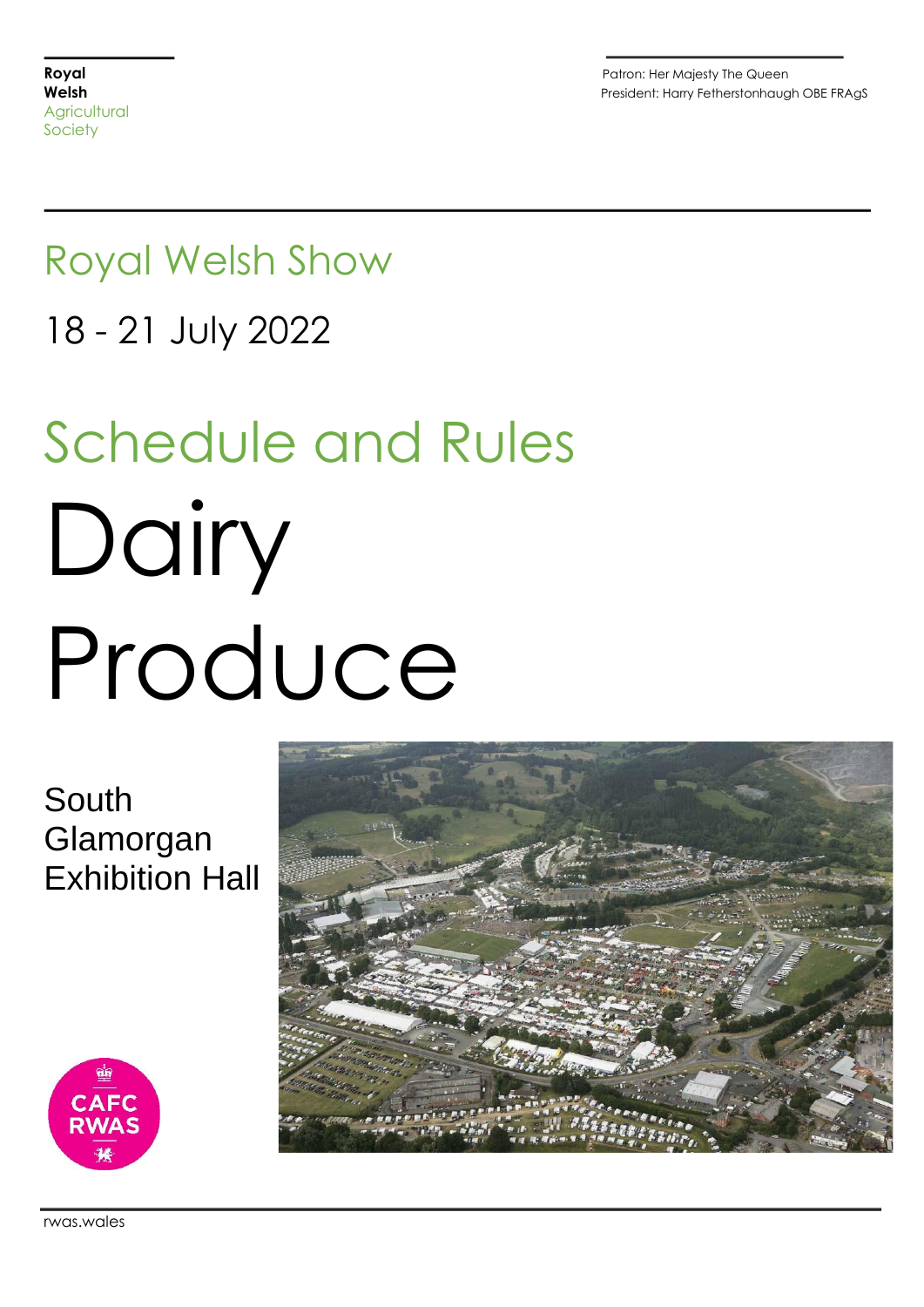**Royal**
**Welsh**
Agricultural
Society

Patron: Her Majesty The Queen
President: Harry Fetherstonhaugh OBE FRAgS

# Royal Welsh Show

## 18 - 21 July 2022

# Schedule and Rules

# Dairy Produce

South Glamorgan Exhibition Hall

CAFC RWAS

rwas.wales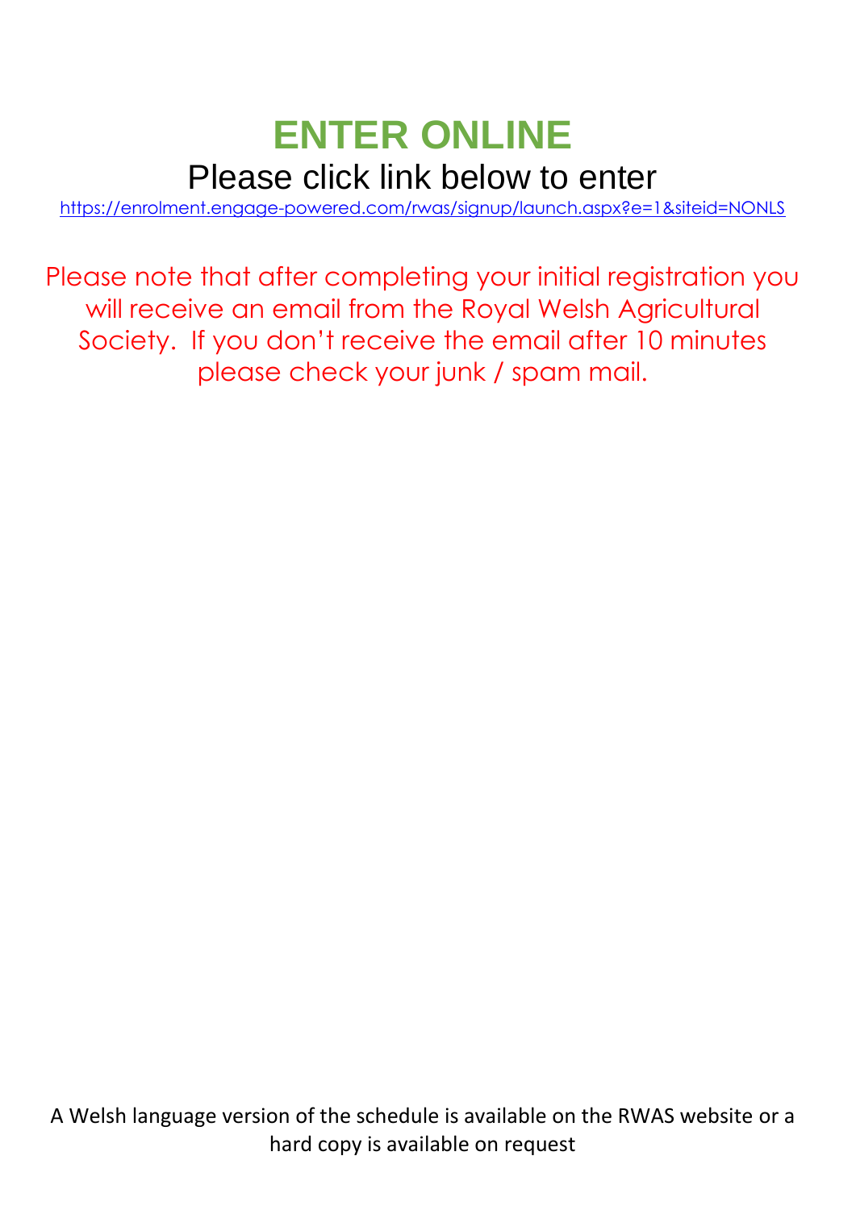# ENTER ONLINE

Please click link below to enter

https://enrolment.engage-powered.com/rwas/signup/launch.aspx?e=1&siteid=NONLS

Please note that after completing your initial registration you will receive an email from the Royal Welsh Agricultural Society. If you don't receive the email after 10 minutes please check your junk / spam mail.

A Welsh language version of the schedule is available on the RWAS website or a hard copy is available on request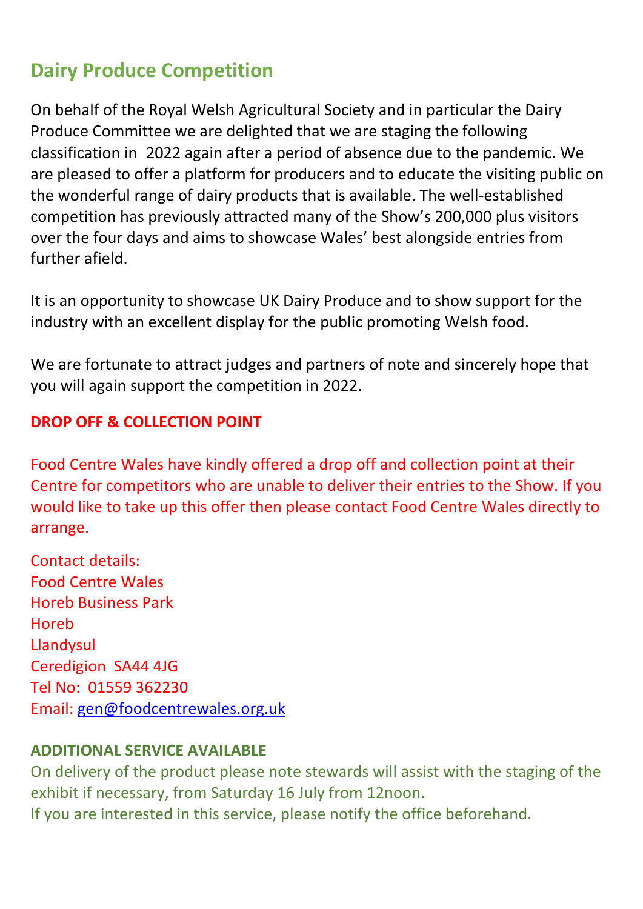## Dairy Produce Competition

On behalf of the Royal Welsh Agricultural Society and in particular the Dairy Produce Committee we are delighted that we are staging the following classification in 2022 again after a period of absence due to the pandemic. We are pleased to offer a platform for producers and to educate the visiting public on the wonderful range of dairy products that is available. The well-established competition has previously attracted many of the Show's 200,000 plus visitors over the four days and aims to showcase Wales' best alongside entries from further afield.

It is an opportunity to showcase UK Dairy Produce and to show support for the industry with an excellent display for the public promoting Welsh food.

We are fortunate to attract judges and partners of note and sincerely hope that you will again support the competition in 2022.

**DROP OFF & COLLECTION POINT**

Food Centre Wales have kindly offered a drop off and collection point at their Centre for competitors who are unable to deliver their entries to the Show. If you would like to take up this offer then please contact Food Centre Wales directly to arrange.

Contact details:
Food Centre Wales
Horeb Business Park
Horeb
Llandysul
Ceredigion SA44 4JG
Tel No: 01559 362230
Email: gen@foodcentrewales.org.uk

**ADDITIONAL SERVICE AVAILABLE**

On delivery of the product please note stewards will assist with the staging of the exhibit if necessary, from Saturday 16 July from 12noon.
If you are interested in this service, please notify the office beforehand.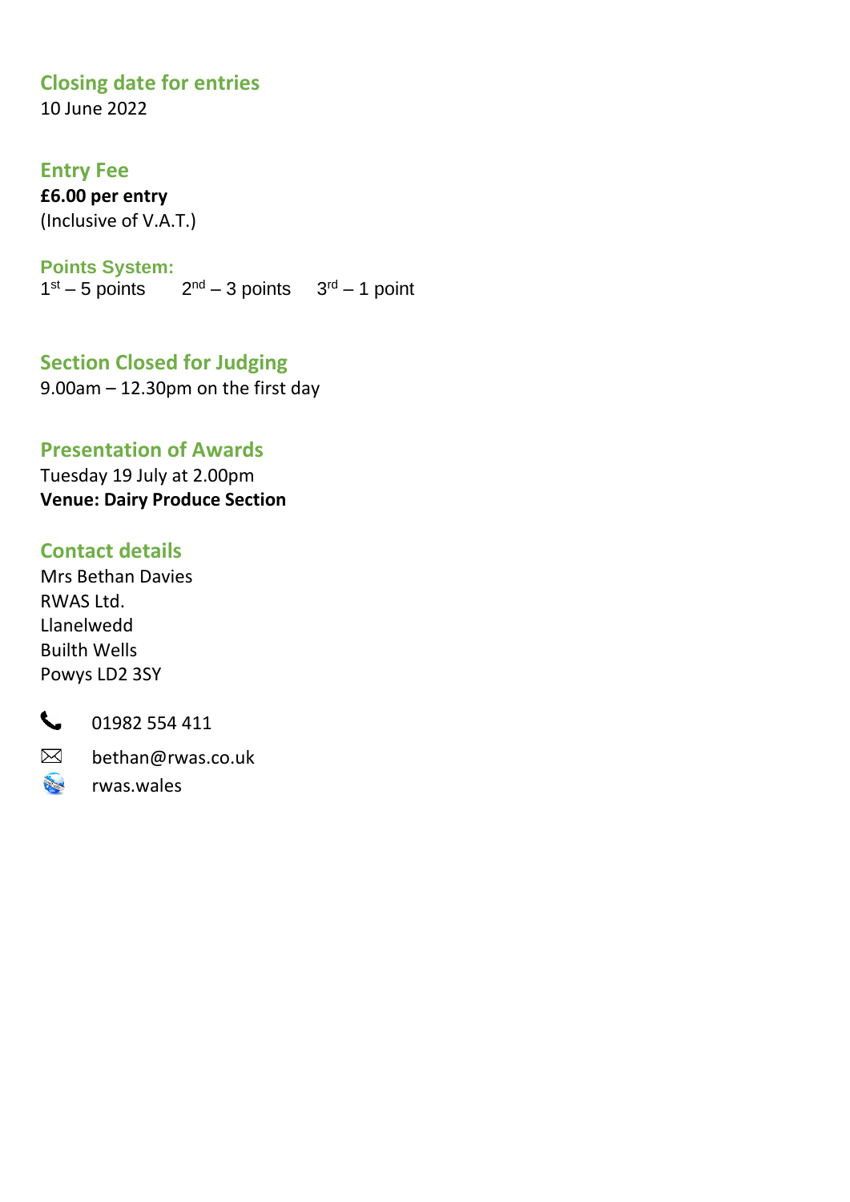## Closing date for entries

10 June 2022

## Entry Fee

**£6.00 per entry**
(Inclusive of V.A.T.)

## Points System:

1st – 5 points    2nd – 3 points    3rd – 1 point

## Section Closed for Judging

9.00am – 12.30pm on the first day

## Presentation of Awards

Tuesday 19 July at 2.00pm
**Venue: Dairy Produce Section**

## Contact details

Mrs Bethan Davies
RWAS Ltd.
Llanelwedd
Builth Wells
Powys LD2 3SY

01982 554 411

bethan@rwas.co.uk

rwas.wales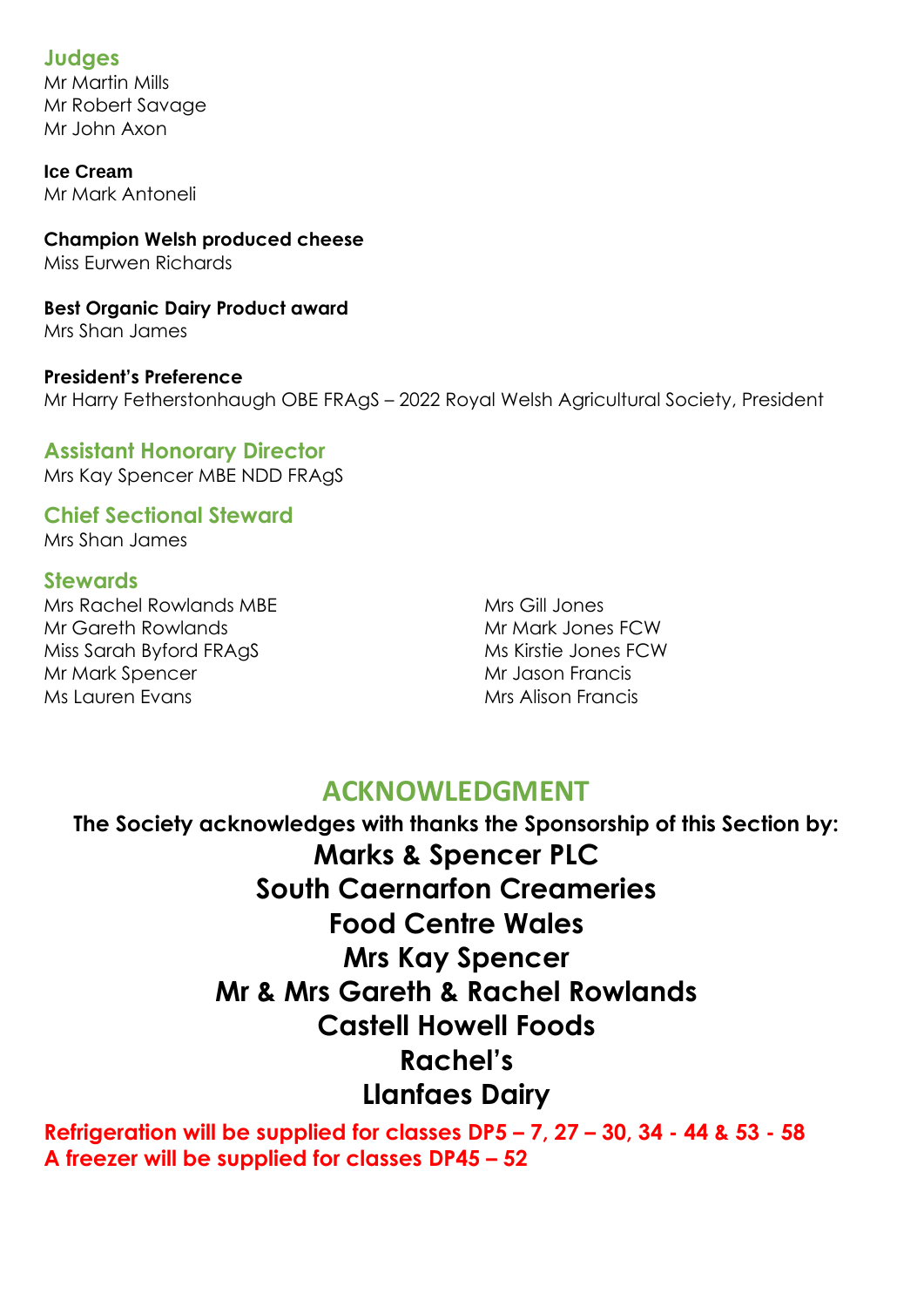## Judges

Mr Martin Mills
Mr Robert Savage
Mr John Axon

**Ice Cream**
Mr Mark Antoneli

**Champion Welsh produced cheese**
Miss Eurwen Richards

**Best Organic Dairy Product award**
Mrs Shan James

**President's Preference**
Mr Harry Fetherstonhaugh OBE FRAgS – 2022 Royal Welsh Agricultural Society, President

## Assistant Honorary Director

Mrs Kay Spencer MBE NDD FRAgS

## Chief Sectional Steward

Mrs Shan James

## Stewards

Mrs Rachel Rowlands MBE
Mr Gareth Rowlands
Miss Sarah Byford FRAgS
Mr Mark Spencer
Ms Lauren Evans
Mrs Gill Jones
Mr Mark Jones FCW
Ms Kirstie Jones FCW
Mr Jason Francis
Mrs Alison Francis

# ACKNOWLEDGMENT

**The Society acknowledges with thanks the Sponsorship of this Section by:**

**Marks & Spencer PLC**
**South Caernarfon Creameries**
**Food Centre Wales**
**Mrs Kay Spencer**
**Mr & Mrs Gareth & Rachel Rowlands**
**Castell Howell Foods**
**Rachel's**
**Llanfaes Dairy**

**Refrigeration will be supplied for classes DP5 – 7, 27 – 30, 34 - 44 & 53 - 58**
**A freezer will be supplied for classes DP45 – 52**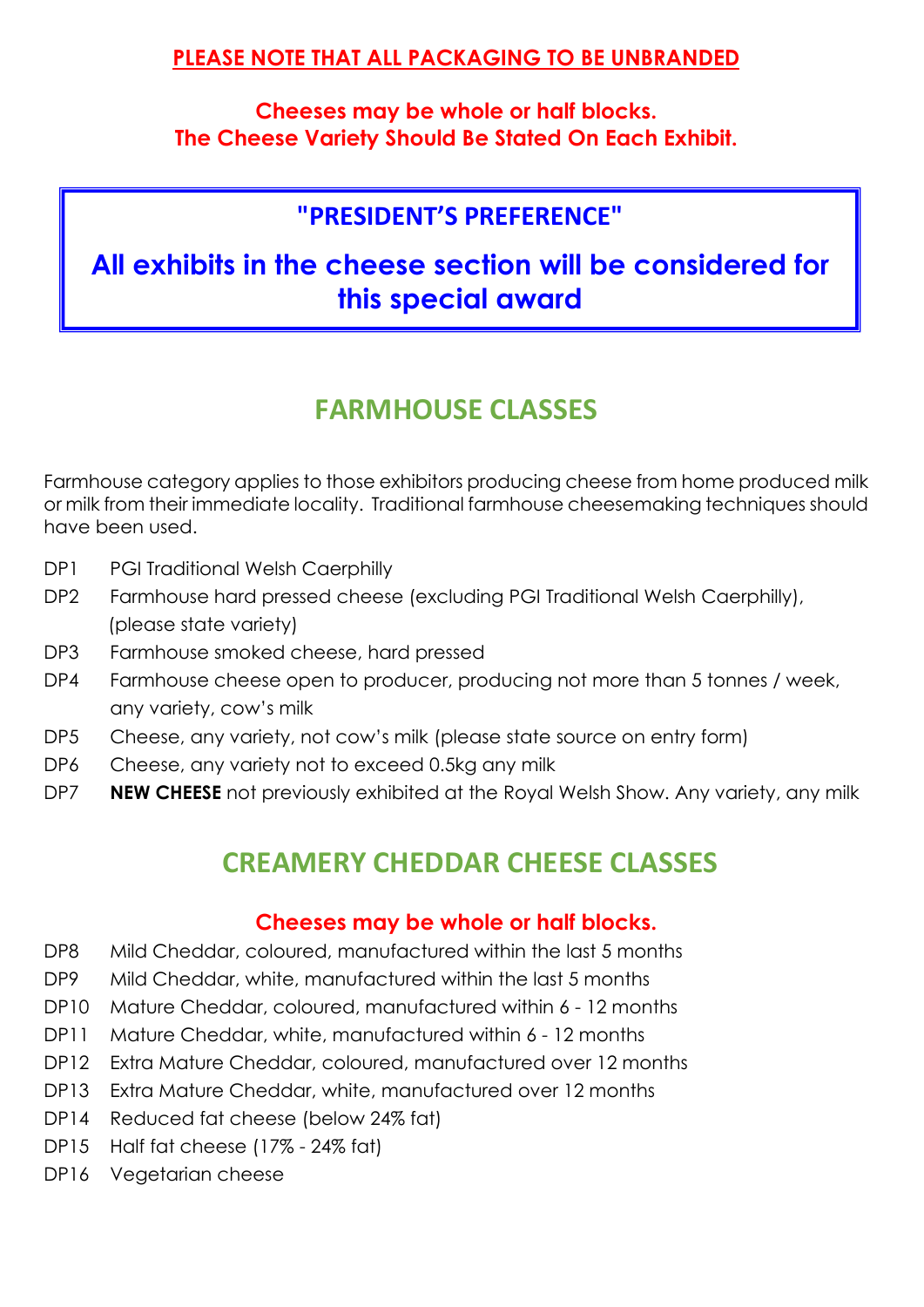**PLEASE NOTE THAT ALL PACKAGING TO BE UNBRANDED**

**Cheeses may be whole or half blocks.**
**The Cheese Variety Should Be Stated On Each Exhibit.**

> **"PRESIDENT'S PREFERENCE"**
>
> **All exhibits in the cheese section will be considered for this special award**

## FARMHOUSE CLASSES

Farmhouse category applies to those exhibitors producing cheese from home produced milk or milk from their immediate locality. Traditional farmhouse cheesemaking techniques should have been used.

- DP1 PGI Traditional Welsh Caerphilly
- DP2 Farmhouse hard pressed cheese (excluding PGI Traditional Welsh Caerphilly), (please state variety)
- DP3 Farmhouse smoked cheese, hard pressed
- DP4 Farmhouse cheese open to producer, producing not more than 5 tonnes / week, any variety, cow's milk
- DP5 Cheese, any variety, not cow's milk (please state source on entry form)
- DP6 Cheese, any variety not to exceed 0.5kg any milk
- DP7 **NEW CHEESE** not previously exhibited at the Royal Welsh Show. Any variety, any milk

## CREAMERY CHEDDAR CHEESE CLASSES

**Cheeses may be whole or half blocks.**

- DP8 Mild Cheddar, coloured, manufactured within the last 5 months
- DP9 Mild Cheddar, white, manufactured within the last 5 months
- DP10 Mature Cheddar, coloured, manufactured within 6 - 12 months
- DP11 Mature Cheddar, white, manufactured within 6 - 12 months
- DP12 Extra Mature Cheddar, coloured, manufactured over 12 months
- DP13 Extra Mature Cheddar, white, manufactured over 12 months
- DP14 Reduced fat cheese (below 24% fat)
- DP15 Half fat cheese (17% - 24% fat)
- DP16 Vegetarian cheese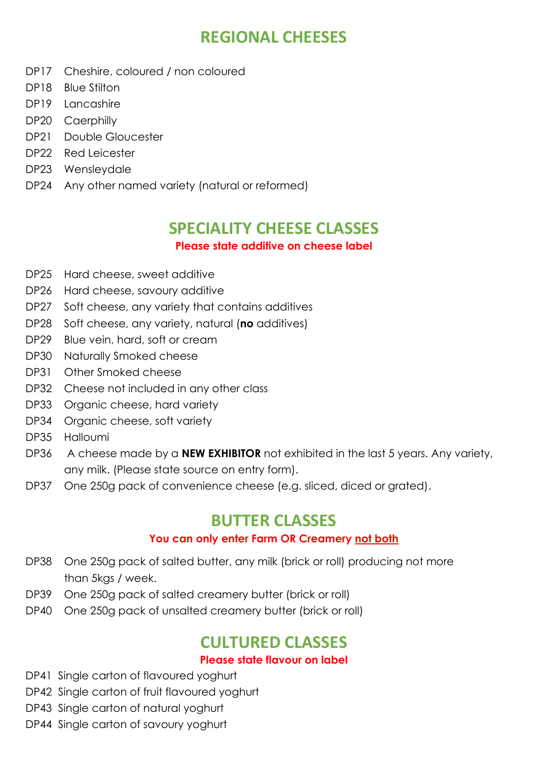## REGIONAL CHEESES

DP17 Cheshire, coloured / non coloured
DP18 Blue Stilton
DP19 Lancashire
DP20 Caerphilly
DP21 Double Gloucester
DP22 Red Leicester
DP23 Wensleydale
DP24 Any other named variety (natural or reformed)

## SPECIALITY CHEESE CLASSES

**Please state additive on cheese label**

DP25 Hard cheese, sweet additive
DP26 Hard cheese, savoury additive
DP27 Soft cheese, any variety that contains additives
DP28 Soft cheese, any variety, natural (**no** additives)
DP29 Blue vein, hard, soft or cream
DP30 Naturally Smoked cheese
DP31 Other Smoked cheese
DP32 Cheese not included in any other class
DP33 Organic cheese, hard variety
DP34 Organic cheese, soft variety
DP35 Halloumi
DP36 A cheese made by a **NEW EXHIBITOR** not exhibited in the last 5 years. Any variety, any milk. (Please state source on entry form).
DP37 One 250g pack of convenience cheese (e.g. sliced, diced or grated).

## BUTTER CLASSES

**You can only enter Farm OR Creamery not both**

DP38 One 250g pack of salted butter, any milk (brick or roll) producing not more than 5kgs / week.
DP39 One 250g pack of salted creamery butter (brick or roll)
DP40 One 250g pack of unsalted creamery butter (brick or roll)

## CULTURED CLASSES

**Please state flavour on label**

DP41 Single carton of flavoured yoghurt
DP42 Single carton of fruit flavoured yoghurt
DP43 Single carton of natural yoghurt
DP44 Single carton of savoury yoghurt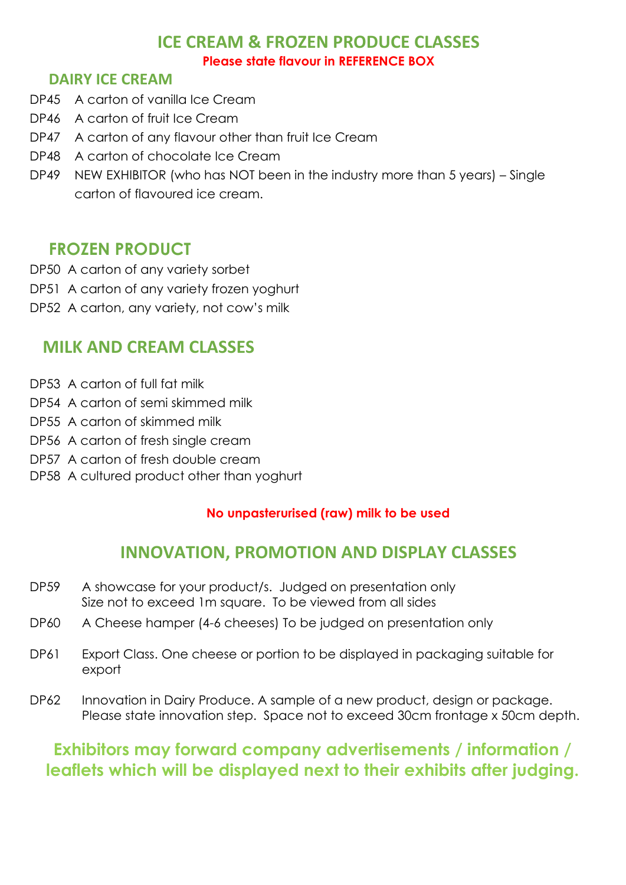## ICE CREAM & FROZEN PRODUCE CLASSES

**Please state flavour in REFERENCE BOX**

### DAIRY ICE CREAM

- DP45 A carton of vanilla Ice Cream
- DP46 A carton of fruit Ice Cream
- DP47 A carton of any flavour other than fruit Ice Cream
- DP48 A carton of chocolate Ice Cream
- DP49 NEW EXHIBITOR (who has NOT been in the industry more than 5 years) – Single carton of flavoured ice cream.

### FROZEN PRODUCT

- DP50 A carton of any variety sorbet
- DP51 A carton of any variety frozen yoghurt
- DP52 A carton, any variety, not cow's milk

## MILK AND CREAM CLASSES

- DP53 A carton of full fat milk
- DP54 A carton of semi skimmed milk
- DP55 A carton of skimmed milk
- DP56 A carton of fresh single cream
- DP57 A carton of fresh double cream
- DP58 A cultured product other than yoghurt

**No unpasterurised (raw) milk to be used**

## INNOVATION, PROMOTION AND DISPLAY CLASSES

- DP59 A showcase for your product/s. Judged on presentation only Size not to exceed 1m square. To be viewed from all sides
- DP60 A Cheese hamper (4-6 cheeses) To be judged on presentation only
- DP61 Export Class. One cheese or portion to be displayed in packaging suitable for export
- DP62 Innovation in Dairy Produce. A sample of a new product, design or package. Please state innovation step. Space not to exceed 30cm frontage x 50cm depth.

**Exhibitors may forward company advertisements / information / leaflets which will be displayed next to their exhibits after judging.**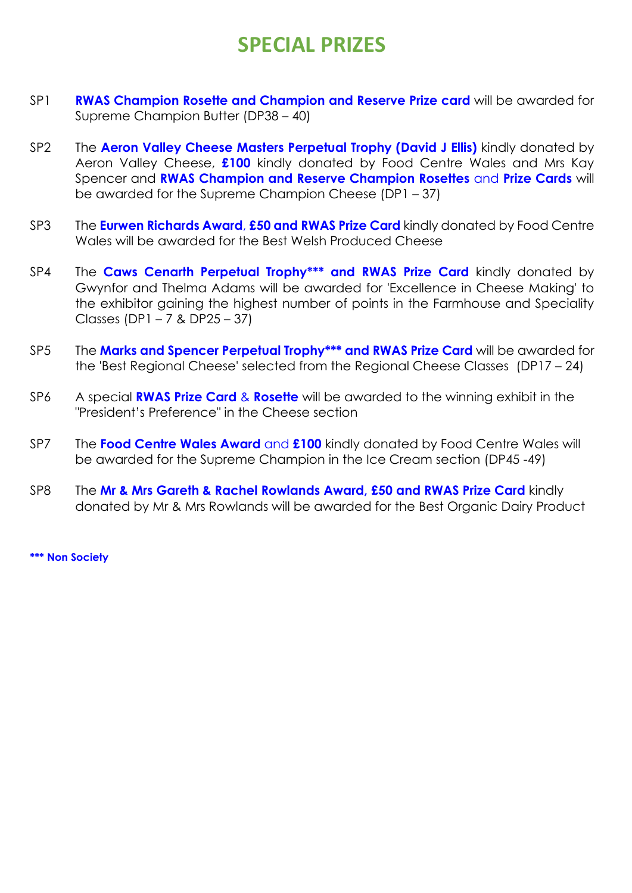# SPECIAL PRIZES

SP1 **RWAS Champion Rosette and Champion and Reserve Prize card** will be awarded for Supreme Champion Butter (DP38 – 40)

SP2 The **Aeron Valley Cheese Masters Perpetual Trophy (David J Ellis)** kindly donated by Aeron Valley Cheese, **£100** kindly donated by Food Centre Wales and Mrs Kay Spencer and **RWAS Champion and Reserve Champion Rosettes** and **Prize Cards** will be awarded for the Supreme Champion Cheese (DP1 – 37)

SP3 The **Eurwen Richards Award**, **£50 and RWAS Prize Card** kindly donated by Food Centre Wales will be awarded for the Best Welsh Produced Cheese

SP4 The **Caws Cenarth Perpetual Trophy*** and RWAS Prize Card** kindly donated by Gwynfor and Thelma Adams will be awarded for 'Excellence in Cheese Making' to the exhibitor gaining the highest number of points in the Farmhouse and Speciality Classes (DP1 – 7 & DP25 – 37)

SP5 The **Marks and Spencer Perpetual Trophy*** and RWAS Prize Card** will be awarded for the 'Best Regional Cheese' selected from the Regional Cheese Classes (DP17 – 24)

SP6 A special **RWAS Prize Card** & **Rosette** will be awarded to the winning exhibit in the "President's Preference" in the Cheese section

SP7 The **Food Centre Wales Award** and **£100** kindly donated by Food Centre Wales will be awarded for the Supreme Champion in the Ice Cream section (DP45 -49)

SP8 The **Mr & Mrs Gareth & Rachel Rowlands Award, £50 and RWAS Prize Card** kindly donated by Mr & Mrs Rowlands will be awarded for the Best Organic Dairy Product

**\*\*\* Non Society**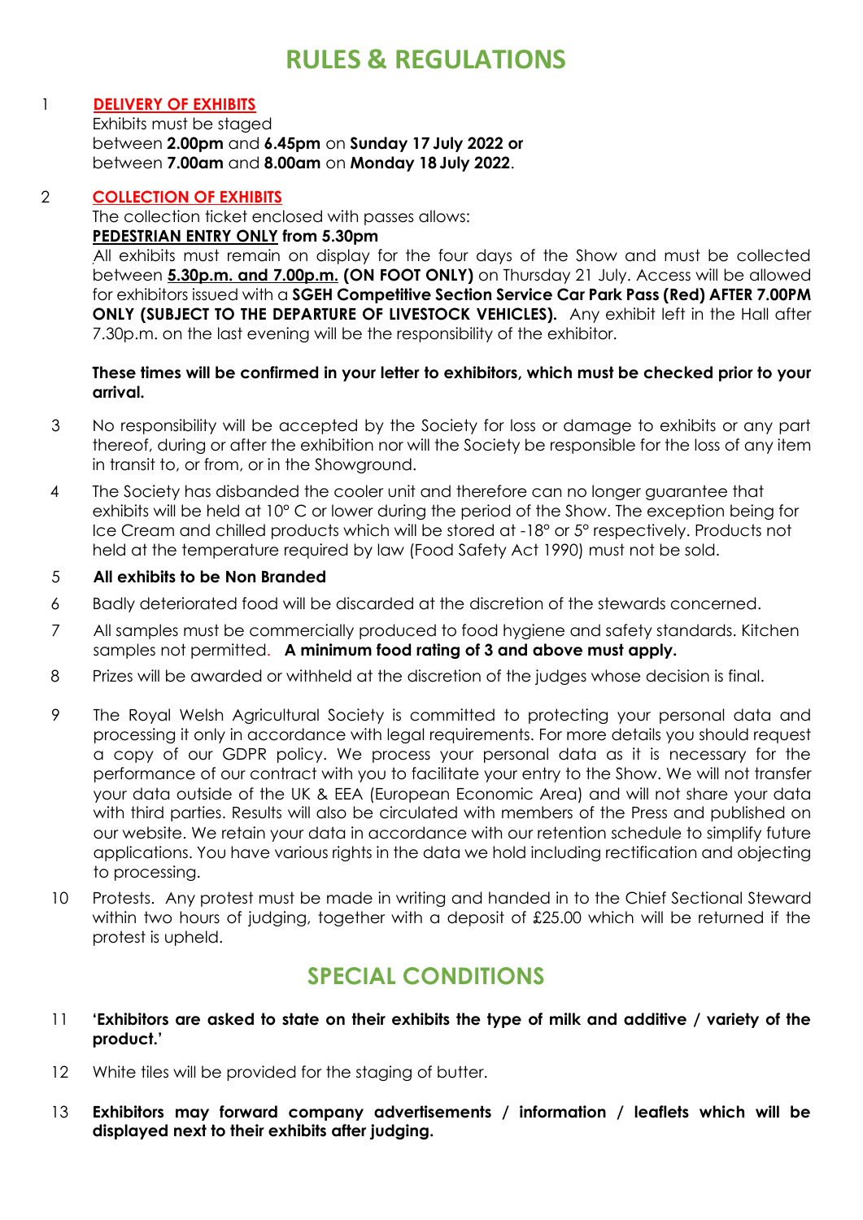# RULES & REGULATIONS

1. **DELIVERY OF EXHIBITS**

   Exhibits must be staged between **2.00pm** and **6.45pm** on **Sunday 17 July 2022 or** between **7.00am** and **8.00am** on **Monday 18 July 2022**.

2. **COLLECTION OF EXHIBITS**

   The collection ticket enclosed with passes allows:

   **PEDESTRIAN ENTRY ONLY from 5.30pm**

   All exhibits must remain on display for the four days of the Show and must be collected between **5.30p.m. and 7.00p.m. (ON FOOT ONLY)** on Thursday 21 July. Access will be allowed for exhibitors issued with a **SGEH Competitive Section Service Car Park Pass (Red) AFTER 7.00PM ONLY (SUBJECT TO THE DEPARTURE OF LIVESTOCK VEHICLES).** Any exhibit left in the Hall after 7.30p.m. on the last evening will be the responsibility of the exhibitor.

   **These times will be confirmed in your letter to exhibitors, which must be checked prior to your arrival.**

3. No responsibility will be accepted by the Society for loss or damage to exhibits or any part thereof, during or after the exhibition nor will the Society be responsible for the loss of any item in transit to, or from, or in the Showground.

4. The Society has disbanded the cooler unit and therefore can no longer guarantee that exhibits will be held at 10° C or lower during the period of the Show. The exception being for Ice Cream and chilled products which will be stored at -18° or 5° respectively. Products not held at the temperature required by law (Food Safety Act 1990) must not be sold.

5. **All exhibits to be Non Branded**

6. Badly deteriorated food will be discarded at the discretion of the stewards concerned.

7. All samples must be commercially produced to food hygiene and safety standards. Kitchen samples not permitted. **A minimum food rating of 3 and above must apply.**

8. Prizes will be awarded or withheld at the discretion of the judges whose decision is final.

9. The Royal Welsh Agricultural Society is committed to protecting your personal data and processing it only in accordance with legal requirements. For more details you should request a copy of our GDPR policy. We process your personal data as it is necessary for the performance of our contract with you to facilitate your entry to the Show. We will not transfer your data outside of the UK & EEA (European Economic Area) and will not share your data with third parties. Results will also be circulated with members of the Press and published on our website. We retain your data in accordance with our retention schedule to simplify future applications. You have various rights in the data we hold including rectification and objecting to processing.

10. Protests. Any protest must be made in writing and handed in to the Chief Sectional Steward within two hours of judging, together with a deposit of £25.00 which will be returned if the protest is upheld.

# SPECIAL CONDITIONS

11. **'Exhibitors are asked to state on their exhibits the type of milk and additive / variety of the product.'**

12. White tiles will be provided for the staging of butter.

13. **Exhibitors may forward company advertisements / information / leaflets which will be displayed next to their exhibits after judging.**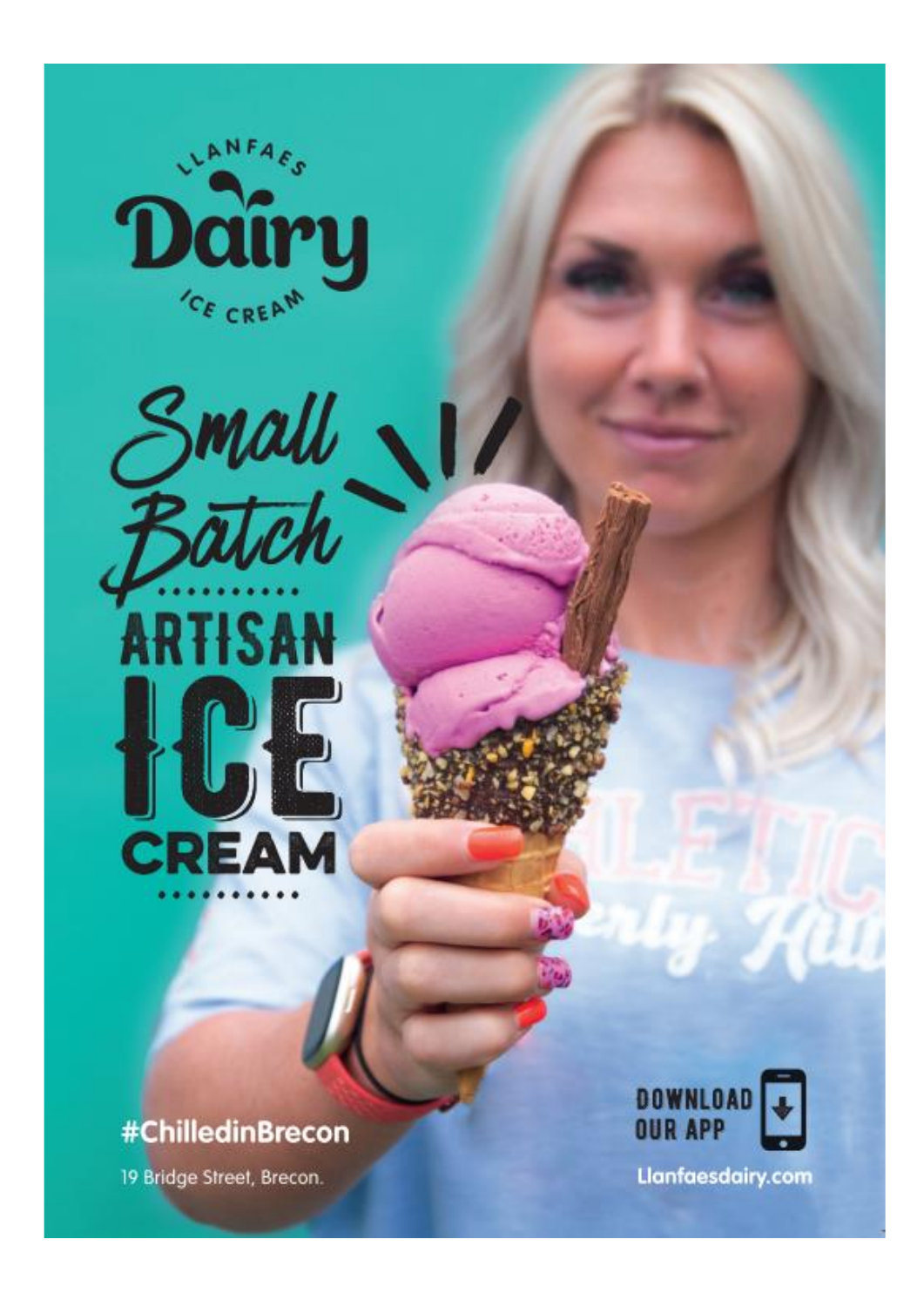LLANFAES

# Dairy

ICE CREAM

Small Batch

ARTISAN

# ICE CREAM

#ChilledinBrecon

19 Bridge Street, Brecon.

DOWNLOAD OUR APP

Llanfaesdairy.com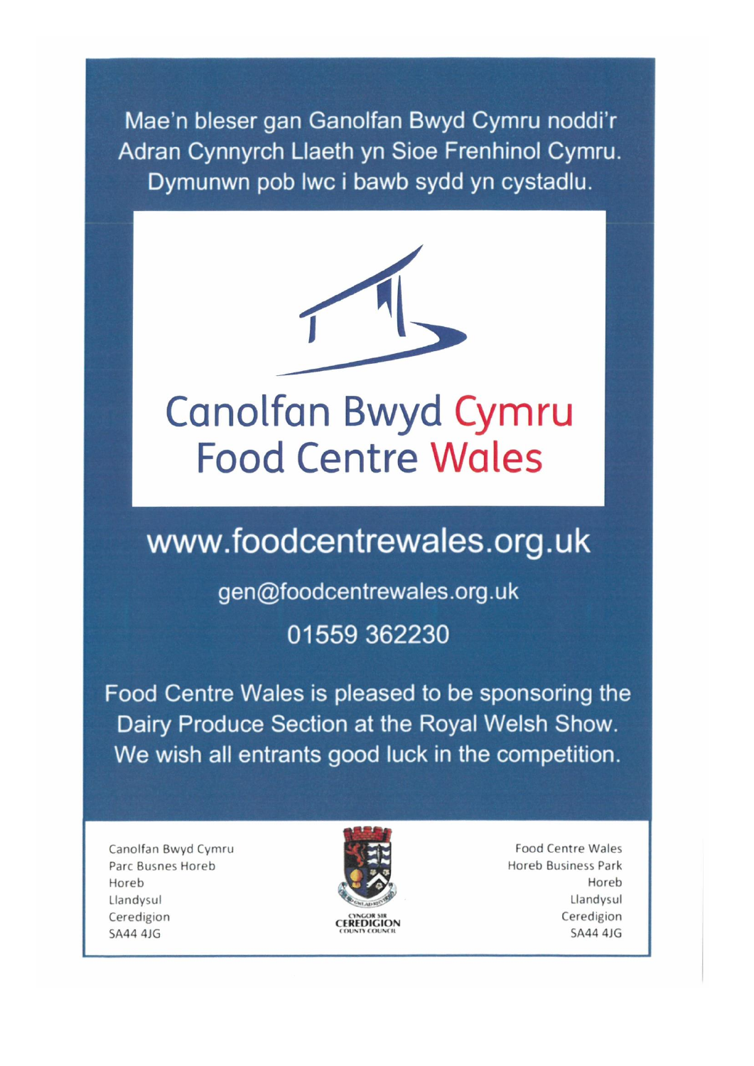Mae'n bleser gan Ganolfan Bwyd Cymru noddi'r Adran Cynnyrch Llaeth yn Sioe Frenhinol Cymru. Dymunwn pob lwc i bawb sydd yn cystadlu.

# Canolfan Bwyd Cymru
# Food Centre Wales

## www.foodcentrewales.org.uk

gen@foodcentrewales.org.uk

01559 362230

Food Centre Wales is pleased to be sponsoring the Dairy Produce Section at the Royal Welsh Show. We wish all entrants good luck in the competition.

Canolfan Bwyd Cymru
Parc Busnes Horeb
Horeb
Llandysul
Ceredigion
SA44 4JG

CYNGOR SIR CEREDIGION COUNTY COUNCIL

Food Centre Wales
Horeb Business Park
Horeb
Llandysul
Ceredigion
SA44 4JG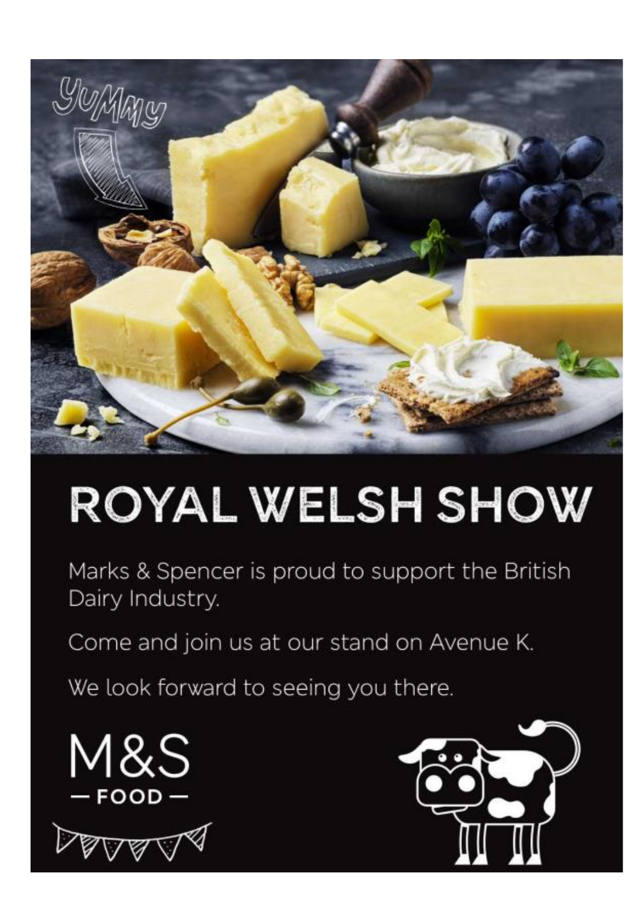# ROYAL WELSH SHOW

Marks & Spencer is proud to support the British Dairy Industry.

Come and join us at our stand on Avenue K.

We look forward to seeing you there.

M&S

— FOOD —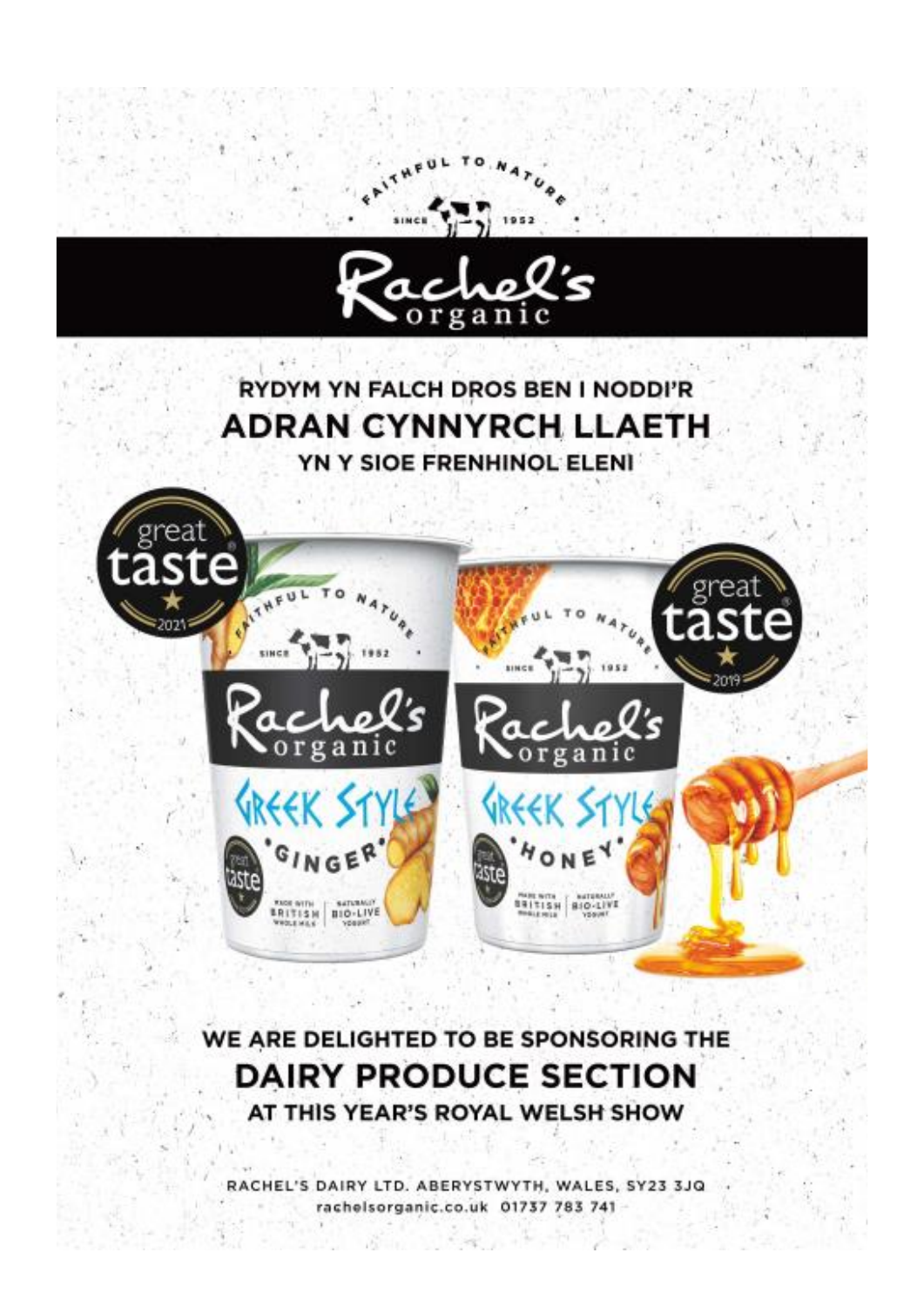# Rachel's organic

FAITHFUL TO NATURE · SINCE 1952

**RYDYM YN FALCH DROS BEN I NODDI'R**

## ADRAN CYNNYRCH LLAETH

**YN Y SIOE FRENHINOL ELENI**

**WE ARE DELIGHTED TO BE SPONSORING THE**

## DAIRY PRODUCE SECTION

**AT THIS YEAR'S ROYAL WELSH SHOW**

RACHEL'S DAIRY LTD. ABERYSTWYTH, WALES, SY23 3JQ
rachelsorganic.co.uk 01737 783 741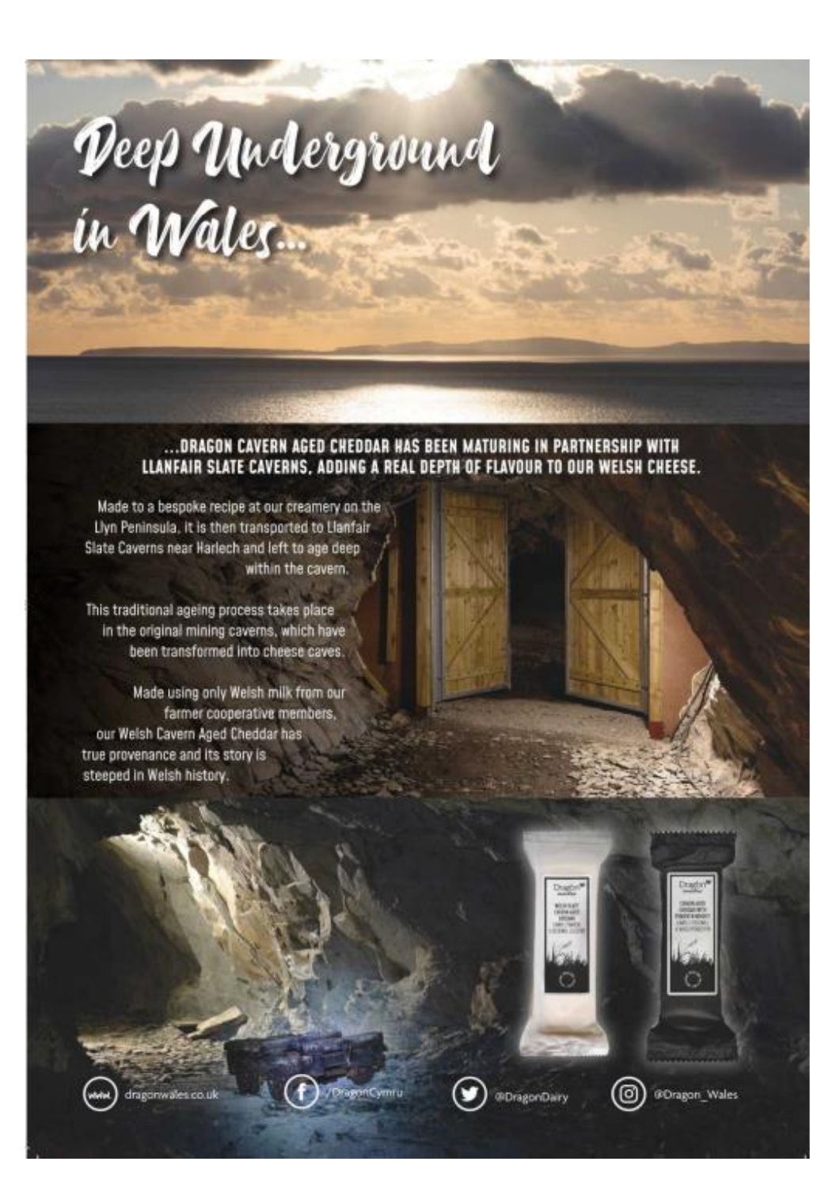# Deep Underground in Wales...

**...DRAGON CAVERN AGED CHEDDAR HAS BEEN MATURING IN PARTNERSHIP WITH LLANFAIR SLATE CAVERNS, ADDING A REAL DEPTH OF FLAVOUR TO OUR WELSH CHEESE.**

Made to a bespoke recipe at our creamery on the Llyn Peninsula, it is then transported to Llanfair Slate Caverns near Harlech and left to age deep within the cavern.

This traditional ageing process takes place in the original mining caverns, which have been transformed into cheese caves.

Made using only Welsh milk from our farmer cooperative members, our Welsh Cavern Aged Cheddar has true provenance and its story is steeped in Welsh history.

dragonwales.co.uk | /DragonCymru | @DragonDairy | @Dragon_Wales